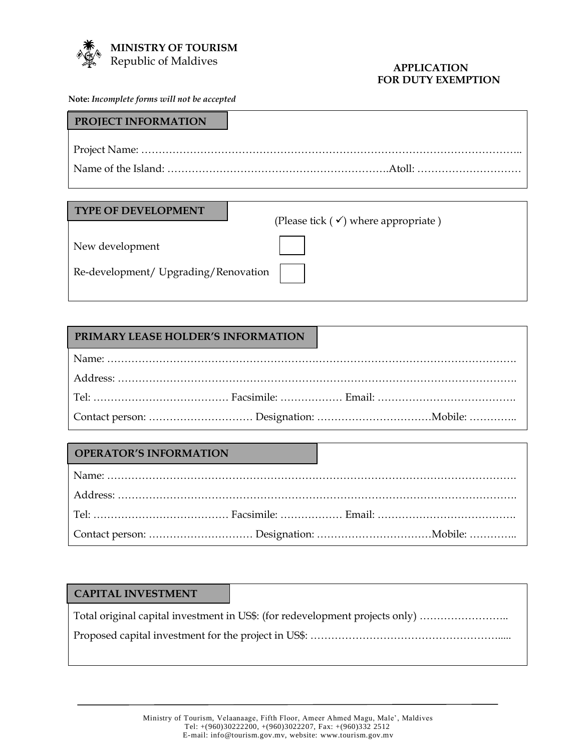**MINISTRY OF TOURISM**
Republic of Maldives

# APPLICATION FOR DUTY EXEMPTION

**Note:** ***Incomplete forms will not be accepted***

## PROJECT INFORMATION

Project Name: ……………………………………………………………………………………………..

Name of the Island: …………………………………………………….Atoll: …………………………

## TYPE OF DEVELOPMENT

(Please tick ( ✓) where appropriate )

New development ☐

Re-development/ Upgrading/Renovation ☐

## PRIMARY LEASE HOLDER'S INFORMATION

Name: ………………………………………………………………………………………………….

Address: ……………………………………………………………………………………………….

Tel: ………………………………… Facsimile: ……………… Email: ………………………………….

Contact person: ………………………… Designation: ……………………………Mobile: …………..

## OPERATOR'S INFORMATION

Name: ………………………………………………………………………………………………….

Address: ……………………………………………………………………………………………….

Tel: ………………………………… Facsimile: ……………… Email: ………………………………….

Contact person: ………………………… Designation: ……………………………Mobile: …………..

## CAPITAL INVESTMENT

Total original capital investment in US$: (for redevelopment projects only) ……………………..

Proposed capital investment for the project in US$: ………………………………………………….....

Ministry of Tourism, Velaanaage, Fifth Floor, Ameer Ahmed Magu, Male', Maldives
Tel: +(960)30222200, +(960)3022207, Fax: +(960)332 2512
E-mail: info@tourism.gov.mv, website: www.tourism.gov.mv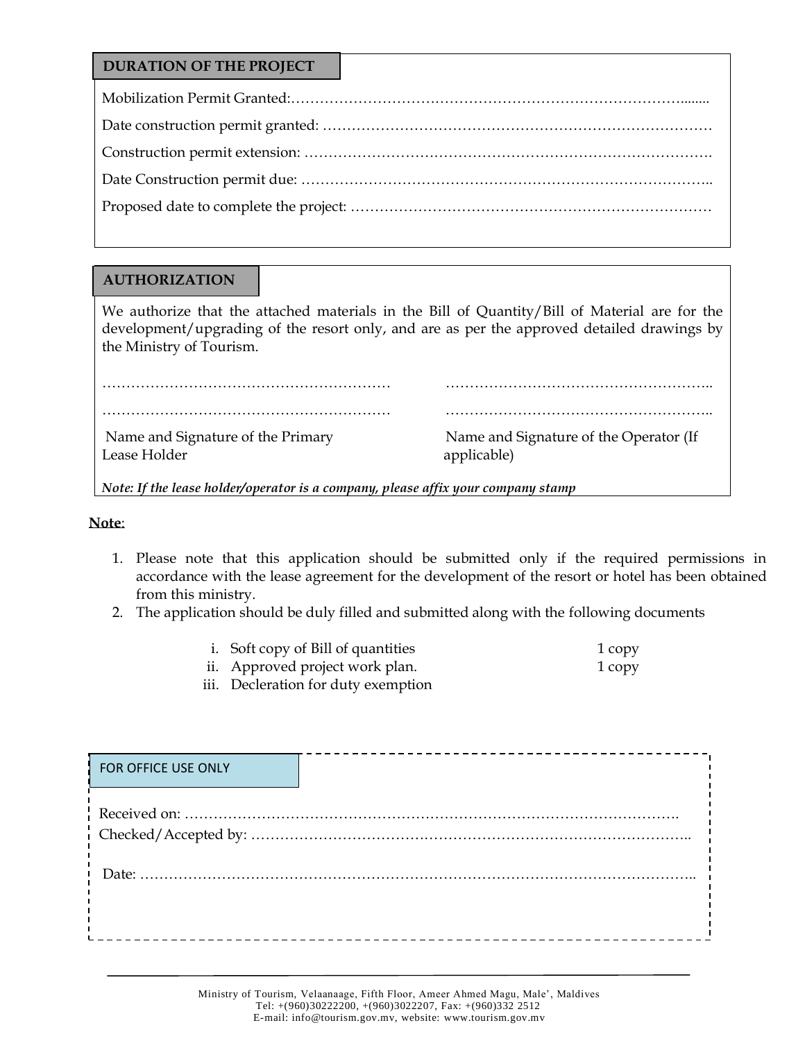## DURATION OF THE PROJECT

Mobilization Permit Granted:……………………………………………………………………….......

Date construction permit granted: ………………………………………………………………………

Construction permit extension: …………………………………………………………………………

Date Construction permit due: …………………………………………………………………………..

Proposed date to complete the project: …………………………………………………………………

## AUTHORIZATION

We authorize that the attached materials in the Bill of Quantity/Bill of Material are for the development/upgrading of the resort only, and are as per the approved detailed drawings by the Ministry of Tourism.

| | |
|---|---|
| …………………………………………………… | ……………………………………………….. |
| …………………………………………………… | ……………………………………………….. |
| Name and Signature of the Primary Lease Holder | Name and Signature of the Operator (If applicable) |

***Note: If the lease holder/operator is a company, please affix your company stamp***

**Note**:

1. Please note that this application should be submitted only if the required permissions in accordance with the lease agreement for the development of the resort or hotel has been obtained from this ministry.
2. The application should be duly filled and submitted along with the following documents

| | |
|---|---|
| i. Soft copy of Bill of quantities | 1 copy |
| ii. Approved project work plan. | 1 copy |
| iii. Decleration for duty exemption | |

## FOR OFFICE USE ONLY

Received on: ……………………………………………………………………………………….

Checked/Accepted by: ……………………………………………………………………………..

Date: ……………………………………………………………………………………………………..

Ministry of Tourism, Velaanaage, Fifth Floor, Ameer Ahmed Magu, Male', Maldives
Tel: +(960)30222200, +(960)3022207, Fax: +(960)332 2512
E-mail: info@tourism.gov.mv, website: www.tourism.gov.mv